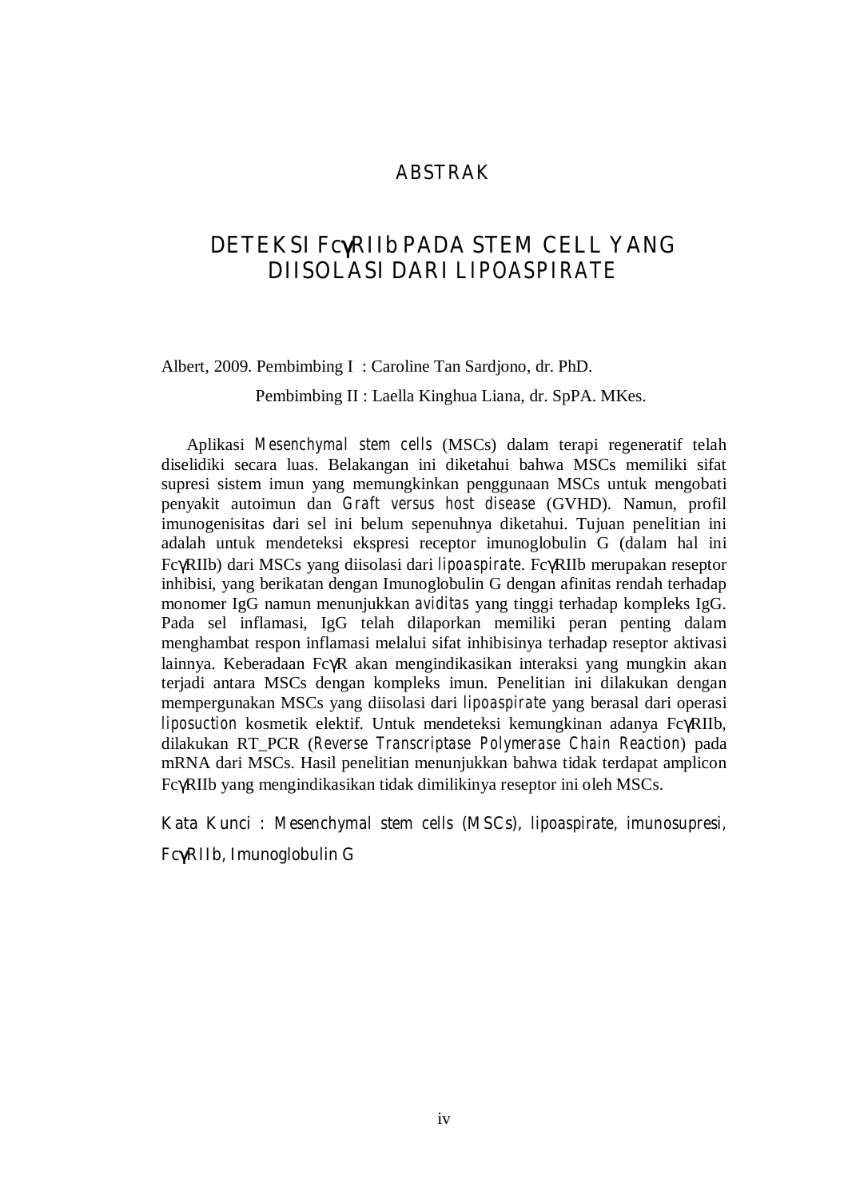# ABSTRAK

## DETEKSI FcγRIIb PADA STEM CELL YANG DIISOLASI DARI LIPOASPIRATE

Albert, 2009. Pembimbing I : Caroline Tan Sardjono, dr. PhD.

Pembimbing II : Laella Kinghua Liana, dr. SpPA. MKes.

Aplikasi *Mesenchymal stem cells* (MSCs) dalam terapi regeneratif telah diselidiki secara luas. Belakangan ini diketahui bahwa MSCs memiliki sifat supresi sistem imun yang memungkinkan penggunaan MSCs untuk mengobati penyakit autoimun dan *Graft versus host disease* (GVHD). Namun, profil imunogenisitas dari sel ini belum sepenuhnya diketahui. Tujuan penelitian ini adalah untuk mendeteksi ekspresi receptor imunoglobulin G (dalam hal ini FcγRIIb) dari MSCs yang diisolasi dari *lipoaspirate*. FcγRIIb merupakan reseptor inhibisi, yang berikatan dengan Imunoglobulin G dengan afinitas rendah terhadap monomer IgG namun menunjukkan *aviditas* yang tinggi terhadap kompleks IgG. Pada sel inflamasi, IgG telah dilaporkan memiliki peran penting dalam menghambat respon inflamasi melalui sifat inhibisinya terhadap reseptor aktivasi lainnya. Keberadaan FcγR akan mengindikasikan interaksi yang mungkin akan terjadi antara MSCs dengan kompleks imun. Penelitian ini dilakukan dengan mempergunakan MSCs yang diisolasi dari *lipoaspirate* yang berasal dari operasi *liposuction* kosmetik elektif. Untuk mendeteksi kemungkinan adanya FcγRIIb, dilakukan RT_PCR (*Reverse Transcriptase Polymerase Chain Reaction*) pada mRNA dari MSCs. Hasil penelitian menunjukkan bahwa tidak terdapat amplicon FcγRIIb yang mengindikasikan tidak dimilikinya reseptor ini oleh MSCs.

Kata Kunci : *Mesenchymal stem cells* (MSCs), *lipoaspirate*, imunosupresi, FcγRIIb, Imunoglobulin G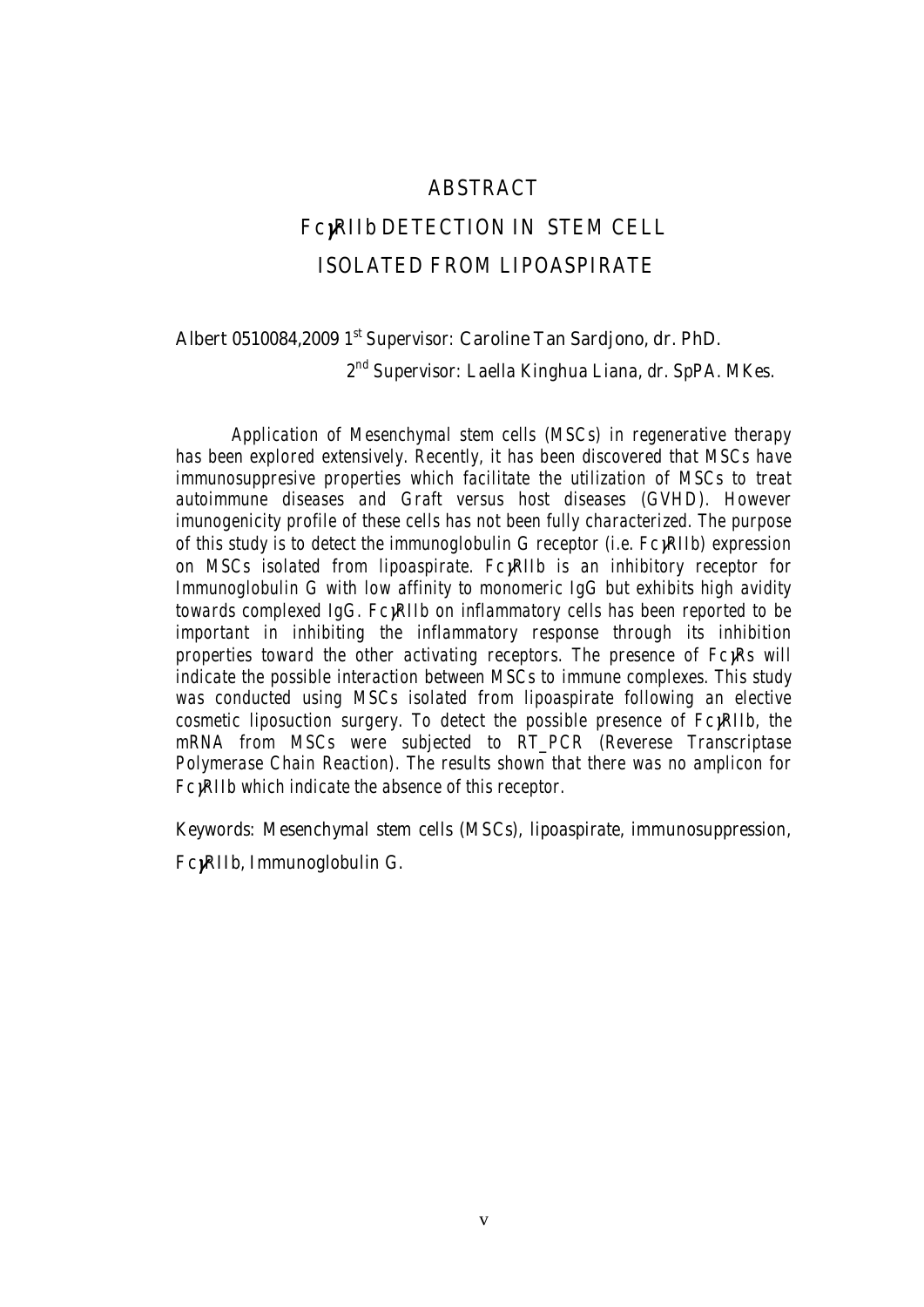# ABSTRACT

## FcγRIIb DETECTION IN STEM CELL ISOLATED FROM LIPOASPIRATE

Albert 0510084,2009 1st Supervisor: Caroline Tan Sardjono, dr. PhD.

2nd Supervisor: Laella Kinghua Liana, dr. SpPA. MKes.

*Application of Mesenchymal stem cells (MSCs) in regenerative therapy has been explored extensively. Recently, it has been discovered that MSCs have immunosuppresive properties which facilitate the utilization of MSCs to treat autoimmune diseases and Graft versus host diseases (GVHD). However imunogenicity profile of these cells has not been fully characterized. The purpose of this study is to detect the immunoglobulin G receptor (i.e. FcγRIIb) expression on MSCs isolated from lipoaspirate. FcγRIIb is an inhibitory receptor for Immunoglobulin G with low affinity to monomeric IgG but exhibits high avidity towards complexed IgG. FcγRIIb on inflammatory cells has been reported to be important in inhibiting the inflammatory response through its inhibition properties toward the other activating receptors. The presence of FcγRs will indicate the possible interaction between MSCs to immune complexes. This study was conducted using MSCs isolated from lipoaspirate following an elective cosmetic liposuction surgery. To detect the possible presence of FcγRIIb, the mRNA from MSCs were subjected to RT_PCR (Reverese Transcriptase Polymerase Chain Reaction). The results shown that there was no amplicon for FcγRIIb which indicate the absence of this receptor.*

Keywords: Mesenchymal stem cells (MSCs), lipoaspirate, immunosuppression, FcγRIIb, Immunoglobulin G.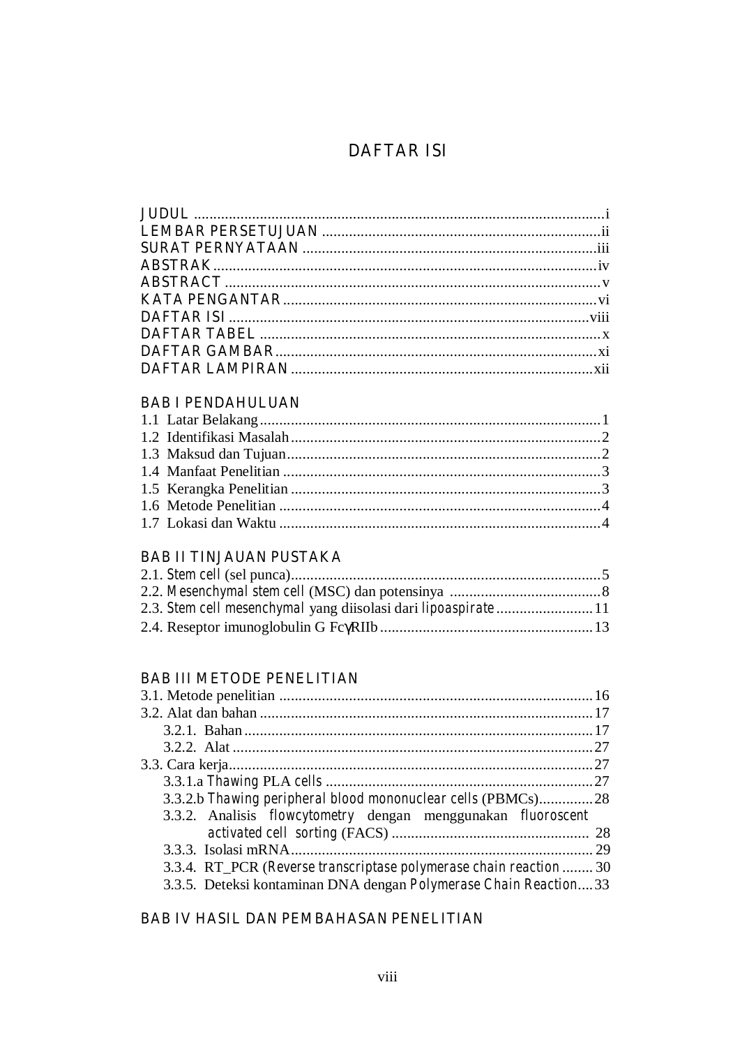# DAFTAR ISI

JUDUL ..........................................................................................................i
LEMBAR PERSETUJUAN ........................................................................ii
SURAT PERNYATAAN ............................................................................iii
ABSTRAK ....................................................................................................iv
ABSTRACT ..................................................................................................v
KATA PENGANTAR ..................................................................................vi
DAFTAR ISI ..............................................................................................viii
DAFTAR TABEL .........................................................................................x
DAFTAR GAMBAR ...................................................................................xi
DAFTAR LAMPIRAN ...............................................................................xii

BAB I PENDAHULUAN

1.1 Latar Belakang ........................................................................................1
1.2 Identifikasi Masalah ................................................................................2
1.3 Maksud dan Tujuan .................................................................................2
1.4 Manfaat Penelitian ..................................................................................3
1.5 Kerangka Penelitian ................................................................................3
1.6 Metode Penelitian ...................................................................................4
1.7 Lokasi dan Waktu ...................................................................................4

BAB II TINJAUAN PUSTAKA

2.1. *Stem cell* (sel punca) ................................................................................5
2.2. *Mesenchymal stem cell* (MSC) dan potensinya .......................................8
2.3. *Stem cell mesenchymal* yang diisolasi dari *lipoaspirate* .........................11
2.4. Reseptor imunoglobulin G FcγRIIb .......................................................13

BAB III METODE PENELITIAN

3.1. Metode penelitian .................................................................................16
3.2. Alat dan bahan ......................................................................................17
  3.2.1. Bahan ..........................................................................................17
  3.2.2. Alat .............................................................................................27
3.3. Cara kerja ..............................................................................................27
  3.3.1.a *Thawing PLA cells* .....................................................................27
  3.3.2.b *Thawing peripheral blood mononuclear cells* (PBMCs) ..............28
  3.3.2. Analisis *flowcytometry* dengan menggunakan *fluoroscent activated cell sorting* (FACS) ................................................... 28
  3.3.3. Isolasi mRNA ..............................................................................29
  3.3.4. RT_PCR (*Reverse transcriptase polymerase chain reaction* ........30
  3.3.5. Deteksi kontaminan DNA dengan *Polymerase Chain Reaction* ....33

BAB IV HASIL DAN PEMBAHASAN PENELITIAN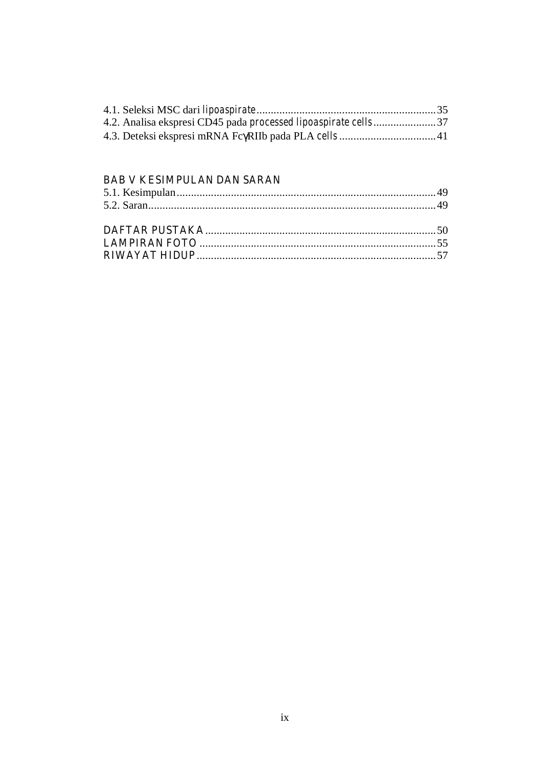4.1. Seleksi MSC dari *lipoaspirate*............................................................35
4.2. Analisa ekspresi CD45 pada *processed lipoaspirate cells*......................37
4.3. Deteksi ekspresi mRNA FcγRIIb pada PLA *cells*..................................41

BAB V KESIMPULAN DAN SARAN

5.1. Kesimpulan..........................................................................................49
5.2. Saran....................................................................................................49

DAFTAR PUSTAKA................................................................................50
LAMPIRAN FOTO..................................................................................55
RIWAYAT HIDUP....................................................................................57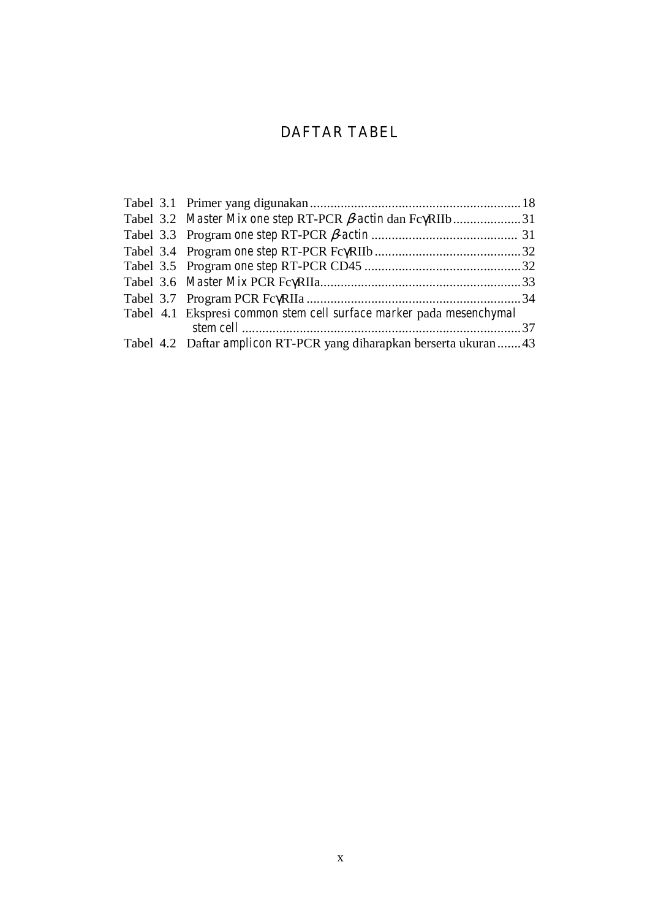# DAFTAR TABEL

Tabel 3.1 Primer yang digunakan .............................................................. 18
Tabel 3.2 *Master Mix one step* RT-PCR *β-actin* dan FcγRIIb .................... 31
Tabel 3.3 Program *one step* RT-PCR *β-actin* ........................................... 31
Tabel 3.4 Program *one step* RT-PCR FcγRIIb ........................................... 32
Tabel 3.5 Program *one step* RT-PCR CD45 .............................................. 32
Tabel 3.6 *Master Mix* PCR FcγRIIa........................................................... 33
Tabel 3.7 Program PCR FcγRIIa ............................................................... 34
Tabel 4.1 Ekspresi *common stem cell surface marker* pada *mesenchymal stem cell* .................................................................................. 37
Tabel 4.2 Daftar *amplicon* RT-PCR yang diharapkan berserta ukuran ....... 43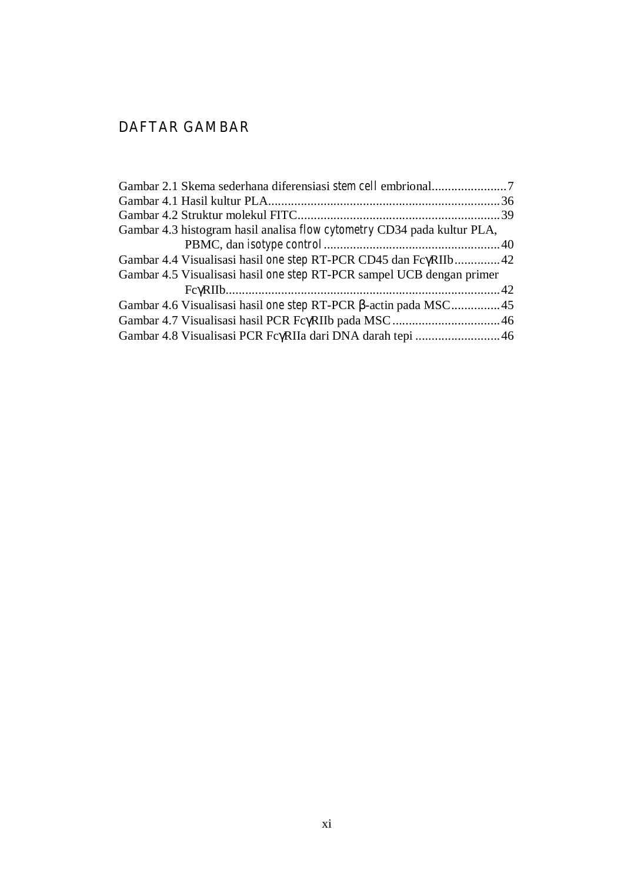# DAFTAR GAMBAR

Gambar 2.1 Skema sederhana diferensiasi *stem cell* embrional....................... 7
Gambar 4.1 Hasil kultur PLA....................................................................... 36
Gambar 4.2 Struktur molekul FITC.............................................................. 39
Gambar 4.3 histogram hasil analisa *flow cytometry* CD34 pada kultur PLA, PBMC, dan *isotype control* ...................................................... 40
Gambar 4.4 Visualisasi hasil *one step* RT-PCR CD45 dan FcγRIIb .............. 42
Gambar 4.5 Visualisasi hasil *one step* RT-PCR sampel UCB dengan primer FcγRIIb.................................................................................... 42
Gambar 4.6 Visualisasi hasil *one step* RT-PCR β-actin pada MSC............... 45
Gambar 4.7 Visualisasi hasil PCR FcγRIIb pada MSC ................................. 46
Gambar 4.8 Visualisasi PCR FcγRIIa dari DNA darah tepi .......................... 46